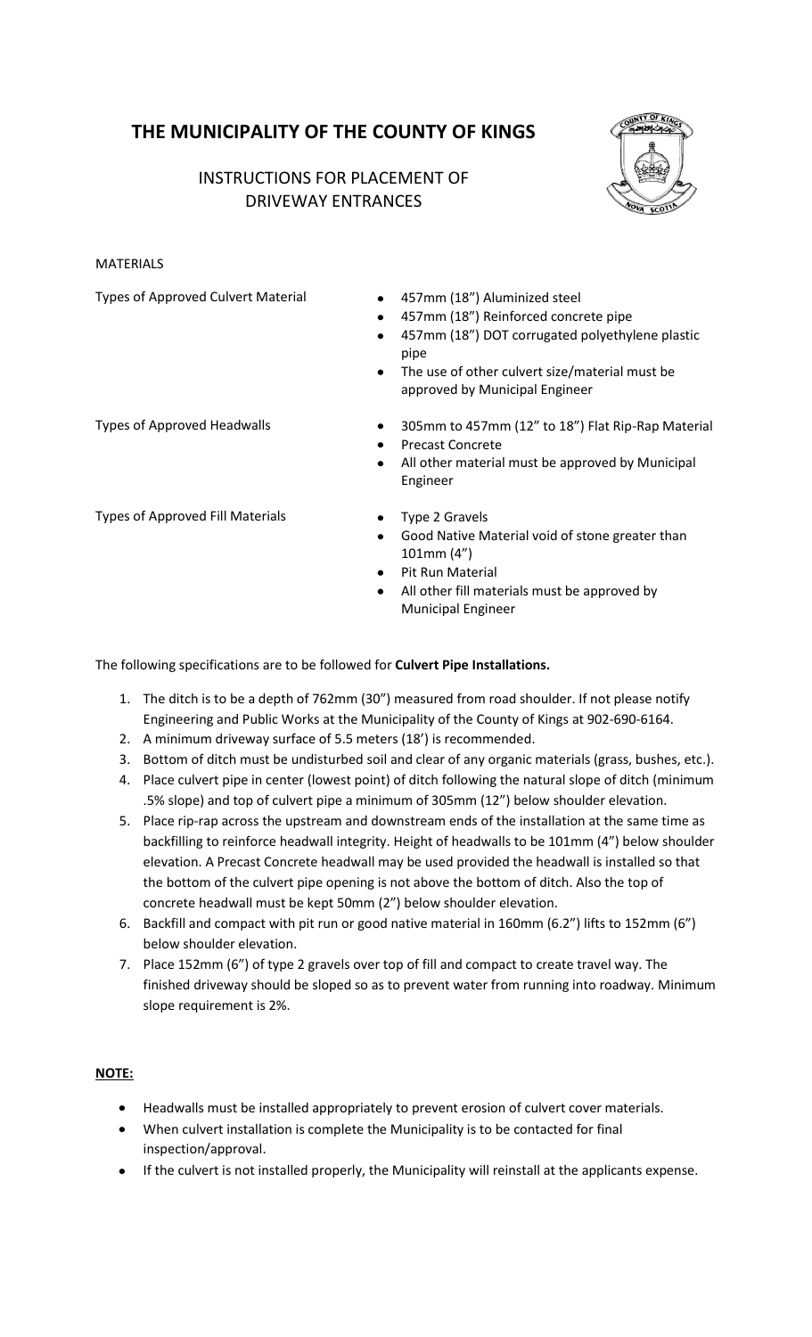# THE MUNICIPALITY OF THE COUNTY OF KINGS

## INSTRUCTIONS FOR PLACEMENT OF DRIVEWAY ENTRANCES

MATERIALS

Types of Approved Culvert Material

- 457mm (18") Aluminized steel
- 457mm (18") Reinforced concrete pipe
- 457mm (18") DOT corrugated polyethylene plastic pipe
- The use of other culvert size/material must be approved by Municipal Engineer

Types of Approved Headwalls

- 305mm to 457mm (12" to 18") Flat Rip-Rap Material
- Precast Concrete
- All other material must be approved by Municipal Engineer

Types of Approved Fill Materials

- Type 2 Gravels
- Good Native Material void of stone greater than 101mm (4")
- Pit Run Material
- All other fill materials must be approved by Municipal Engineer

The following specifications are to be followed for **Culvert Pipe Installations.**

1. The ditch is to be a depth of 762mm (30") measured from road shoulder. If not please notify Engineering and Public Works at the Municipality of the County of Kings at 902-690-6164.
2. A minimum driveway surface of 5.5 meters (18') is recommended.
3. Bottom of ditch must be undisturbed soil and clear of any organic materials (grass, bushes, etc.).
4. Place culvert pipe in center (lowest point) of ditch following the natural slope of ditch (minimum .5% slope) and top of culvert pipe a minimum of 305mm (12") below shoulder elevation.
5. Place rip-rap across the upstream and downstream ends of the installation at the same time as backfilling to reinforce headwall integrity. Height of headwalls to be 101mm (4") below shoulder elevation. A Precast Concrete headwall may be used provided the headwall is installed so that the bottom of the culvert pipe opening is not above the bottom of ditch. Also the top of concrete headwall must be kept 50mm (2") below shoulder elevation.
6. Backfill and compact with pit run or good native material in 160mm (6.2") lifts to 152mm (6") below shoulder elevation.
7. Place 152mm (6") of type 2 gravels over top of fill and compact to create travel way. The finished driveway should be sloped so as to prevent water from running into roadway. Minimum slope requirement is 2%.

**NOTE:**

- Headwalls must be installed appropriately to prevent erosion of culvert cover materials.
- When culvert installation is complete the Municipality is to be contacted for final inspection/approval.
- If the culvert is not installed properly, the Municipality will reinstall at the applicants expense.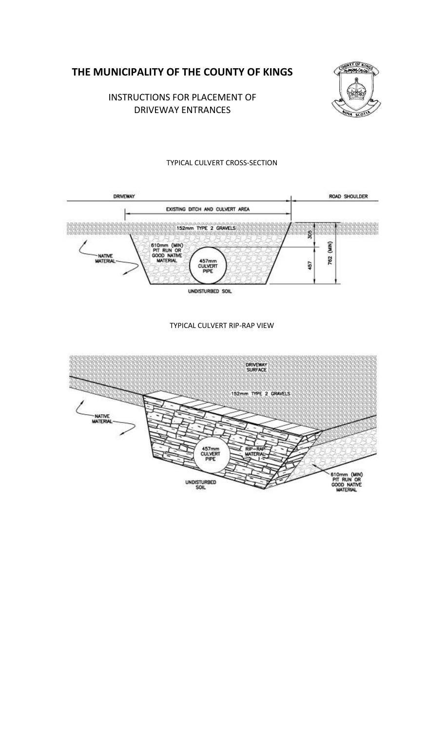**THE MUNICIPALITY OF THE COUNTY OF KINGS**

INSTRUCTIONS FOR PLACEMENT OF DRIVEWAY ENTRANCES

TYPICAL CULVERT CROSS-SECTION

DRIVEWAY

ROAD SHOULDER

EXISTING DITCH AND CULVERT AREA

152mm TYPE 2 GRAVELS

610mm (MIN) PIT RUN OR GOOD NATIVE MATERIAL

NATIVE MATERIAL

457mm CULVERT PIPE

305

457

762 (MIN)

UNDISTURBED SOIL

TYPICAL CULVERT RIP-RAP VIEW

DRIVEWAY SURFACE

152mm TYPE 2 GRAVELS

NATIVE MATERIAL

457mm CULVERT PIPE

RIP-RAP MATERIAL

UNDISTURBED SOIL

610mm (MIN) PIT RUN OR GOOD NATIVE MATERIAL